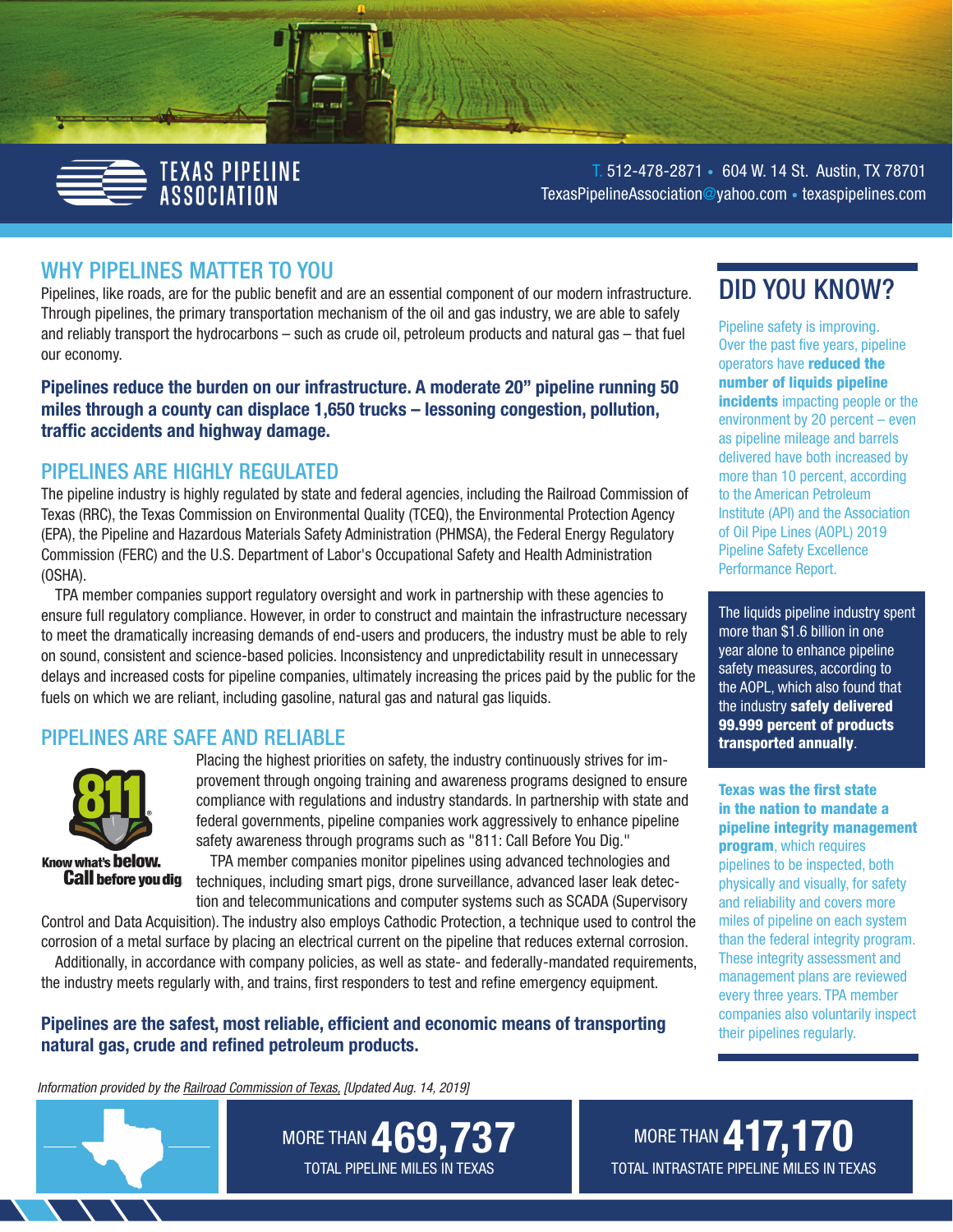# TEXAS PIPELINE ASSOCIATION

T. 512-478-2871 • 604 W. 14 St. Austin, TX 78701
TexasPipelineAssociation@yahoo.com • texaspipelines.com

## WHY PIPELINES MATTER TO YOU

Pipelines, like roads, are for the public benefit and are an essential component of our modern infrastructure. Through pipelines, the primary transportation mechanism of the oil and gas industry, we are able to safely and reliably transport the hydrocarbons – such as crude oil, petroleum products and natural gas – that fuel our economy.

**Pipelines reduce the burden on our infrastructure. A moderate 20" pipeline running 50 miles through a county can displace 1,650 trucks – lessoning congestion, pollution, traffic accidents and highway damage.**

## PIPELINES ARE HIGHLY REGULATED

The pipeline industry is highly regulated by state and federal agencies, including the Railroad Commission of Texas (RRC), the Texas Commission on Environmental Quality (TCEQ), the Environmental Protection Agency (EPA), the Pipeline and Hazardous Materials Safety Administration (PHMSA), the Federal Energy Regulatory Commission (FERC) and the U.S. Department of Labor's Occupational Safety and Health Administration (OSHA).

TPA member companies support regulatory oversight and work in partnership with these agencies to ensure full regulatory compliance. However, in order to construct and maintain the infrastructure necessary to meet the dramatically increasing demands of end-users and producers, the industry must be able to rely on sound, consistent and science-based policies. Inconsistency and unpredictability result in unnecessary delays and increased costs for pipeline companies, ultimately increasing the prices paid by the public for the fuels on which we are reliant, including gasoline, natural gas and natural gas liquids.

## PIPELINES ARE SAFE AND RELIABLE

811 Know what's **below.** **Call** before you dig

Placing the highest priorities on safety, the industry continuously strives for improvement through ongoing training and awareness programs designed to ensure compliance with regulations and industry standards. In partnership with state and federal governments, pipeline companies work aggressively to enhance pipeline safety awareness through programs such as "811: Call Before You Dig."

TPA member companies monitor pipelines using advanced technologies and techniques, including smart pigs, drone surveillance, advanced laser leak detection and telecommunications and computer systems such as SCADA (Supervisory Control and Data Acquisition). The industry also employs Cathodic Protection, a technique used to control the corrosion of a metal surface by placing an electrical current on the pipeline that reduces external corrosion.

Additionally, in accordance with company policies, as well as state- and federally-mandated requirements, the industry meets regularly with, and trains, first responders to test and refine emergency equipment.

**Pipelines are the safest, most reliable, efficient and economic means of transporting natural gas, crude and refined petroleum products.**

## DID YOU KNOW?

Pipeline safety is improving. Over the past five years, pipeline operators have **reduced the number of liquids pipeline incidents** impacting people or the environment by 20 percent – even as pipeline mileage and barrels delivered have both increased by more than 10 percent, according to the American Petroleum Institute (API) and the Association of Oil Pipe Lines (AOPL) 2019 Pipeline Safety Excellence Performance Report.

The liquids pipeline industry spent more than $1.6 billion in one year alone to enhance pipeline safety measures, according to the AOPL, which also found that the industry **safely delivered 99.999 percent of products transported annually**.

**Texas was the first state in the nation to mandate a pipeline integrity management program**, which requires pipelines to be inspected, both physically and visually, for safety and reliability and covers more miles of pipeline on each system than the federal integrity program. These integrity assessment and management plans are reviewed every three years. TPA member companies also voluntarily inspect their pipelines regularly.

*Information provided by the Railroad Commission of Texas, [Updated Aug. 14, 2019]*

MORE THAN **469,737** TOTAL PIPELINE MILES IN TEXAS

MORE THAN **417,170** TOTAL INTRASTATE PIPELINE MILES IN TEXAS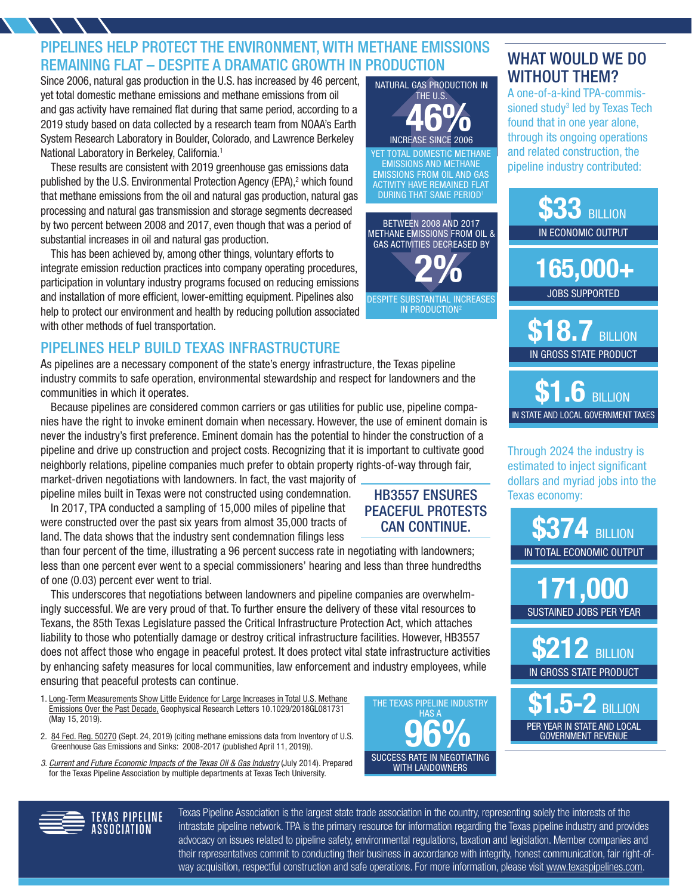## PIPELINES HELP PROTECT THE ENVIRONMENT, WITH METHANE EMISSIONS REMAINING FLAT – DESPITE A DRAMATIC GROWTH IN PRODUCTION

Since 2006, natural gas production in the U.S. has increased by 46 percent, yet total domestic methane emissions and methane emissions from oil and gas activity have remained flat during that same period, according to a 2019 study based on data collected by a research team from NOAA's Earth System Research Laboratory in Boulder, Colorado, and Lawrence Berkeley National Laboratory in Berkeley, California.[1]

These results are consistent with 2019 greenhouse gas emissions data published by the U.S. Environmental Protection Agency (EPA),[2] which found that methane emissions from the oil and natural gas production, natural gas processing and natural gas transmission and storage segments decreased by two percent between 2008 and 2017, even though that was a period of substantial increases in oil and natural gas production.

This has been achieved by, among other things, voluntary efforts to integrate emission reduction practices into company operating procedures, participation in voluntary industry programs focused on reducing emissions and installation of more efficient, lower-emitting equipment. Pipelines also help to protect our environment and health by reducing pollution associated with other methods of fuel transportation.

NATURAL GAS PRODUCTION IN THE U.S.
**46%**
INCREASE SINCE 2006
YET TOTAL DOMESTIC METHANE EMISSIONS AND METHANE EMISSIONS FROM OIL AND GAS ACTIVITY HAVE REMAINED FLAT DURING THAT SAME PERIOD[1]

BETWEEN 2008 AND 2017 METHANE EMISSIONS FROM OIL & GAS ACTIVITIES DECREASED BY
**2%**
DESPITE SUBSTANTIAL INCREASES IN PRODUCTION[2]

## PIPELINES HELP BUILD TEXAS INFRASTRUCTURE

As pipelines are a necessary component of the state's energy infrastructure, the Texas pipeline industry commits to safe operation, environmental stewardship and respect for landowners and the communities in which it operates.

Because pipelines are considered common carriers or gas utilities for public use, pipeline companies have the right to invoke eminent domain when necessary. However, the use of eminent domain is never the industry's first preference. Eminent domain has the potential to hinder the construction of a pipeline and drive up construction and project costs. Recognizing that it is important to cultivate good neighborly relations, pipeline companies much prefer to obtain property rights-of-way through fair, market-driven negotiations with landowners. In fact, the vast majority of pipeline miles built in Texas were not constructed using condemnation.

In 2017, TPA conducted a sampling of 15,000 miles of pipeline that were constructed over the past six years from almost 35,000 tracts of land. The data shows that the industry sent condemnation filings less than four percent of the time, illustrating a 96 percent success rate in negotiating with landowners; less than one percent ever went to a special commissioners' hearing and less than three hundredths of one (0.03) percent ever went to trial.

**HB3557 ENSURES PEACEFUL PROTESTS CAN CONTINUE.**

This underscores that negotiations between landowners and pipeline companies are overwhelmingly successful. We are very proud of that. To further ensure the delivery of these vital resources to Texans, the 85th Texas Legislature passed the Critical Infrastructure Protection Act, which attaches liability to those who potentially damage or destroy critical infrastructure facilities. However, HB3557 does not affect those who engage in peaceful protest. It does protect vital state infrastructure activities by enhancing safety measures for local communities, law enforcement and industry employees, while ensuring that peaceful protests can continue.

1. Long-Term Measurements Show Little Evidence for Large Increases in Total U.S. Methane Emissions Over the Past Decade, Geophysical Research Letters 10.1029/2018GL081731 (May 15, 2019).
2. 84 Fed. Reg. 50270 (Sept. 24, 2019) (citing methane emissions data from Inventory of U.S. Greenhouse Gas Emissions and Sinks: 2008-2017 (published April 11, 2019)).
3. *Current and Future Economic Impacts of the Texas Oil & Gas Industry* (July 2014). Prepared for the Texas Pipeline Association by multiple departments at Texas Tech University.

THE TEXAS PIPELINE INDUSTRY HAS A
**96%**
SUCCESS RATE IN NEGOTIATING WITH LANDOWNERS

## WHAT WOULD WE DO WITHOUT THEM?

A one-of-a-kind TPA-commissioned study[3] led by Texas Tech found that in one year alone, through its ongoing operations and related construction, the pipeline industry contributed:

**$33 BILLION**
IN ECONOMIC OUTPUT

**165,000+**
JOBS SUPPORTED

**$18.7 BILLION**
IN GROSS STATE PRODUCT

**$1.6 BILLION**
IN STATE AND LOCAL GOVERNMENT TAXES

Through 2024 the industry is estimated to inject significant dollars and myriad jobs into the Texas economy:

**$374 BILLION**
IN TOTAL ECONOMIC OUTPUT

**171,000**
SUSTAINED JOBS PER YEAR

**$212 BILLION**
IN GROSS STATE PRODUCT

**$1.5-2 BILLION**
PER YEAR IN STATE AND LOCAL GOVERNMENT REVENUE

TEXAS PIPELINE ASSOCIATION

Texas Pipeline Association is the largest state trade association in the country, representing solely the interests of the intrastate pipeline network. TPA is the primary resource for information regarding the Texas pipeline industry and provides advocacy on issues related to pipeline safety, environmental regulations, taxation and legislation. Member companies and their representatives commit to conducting their business in accordance with integrity, honest communication, fair right-of-way acquisition, respectful construction and safe operations. For more information, please visit www.texaspipelines.com.